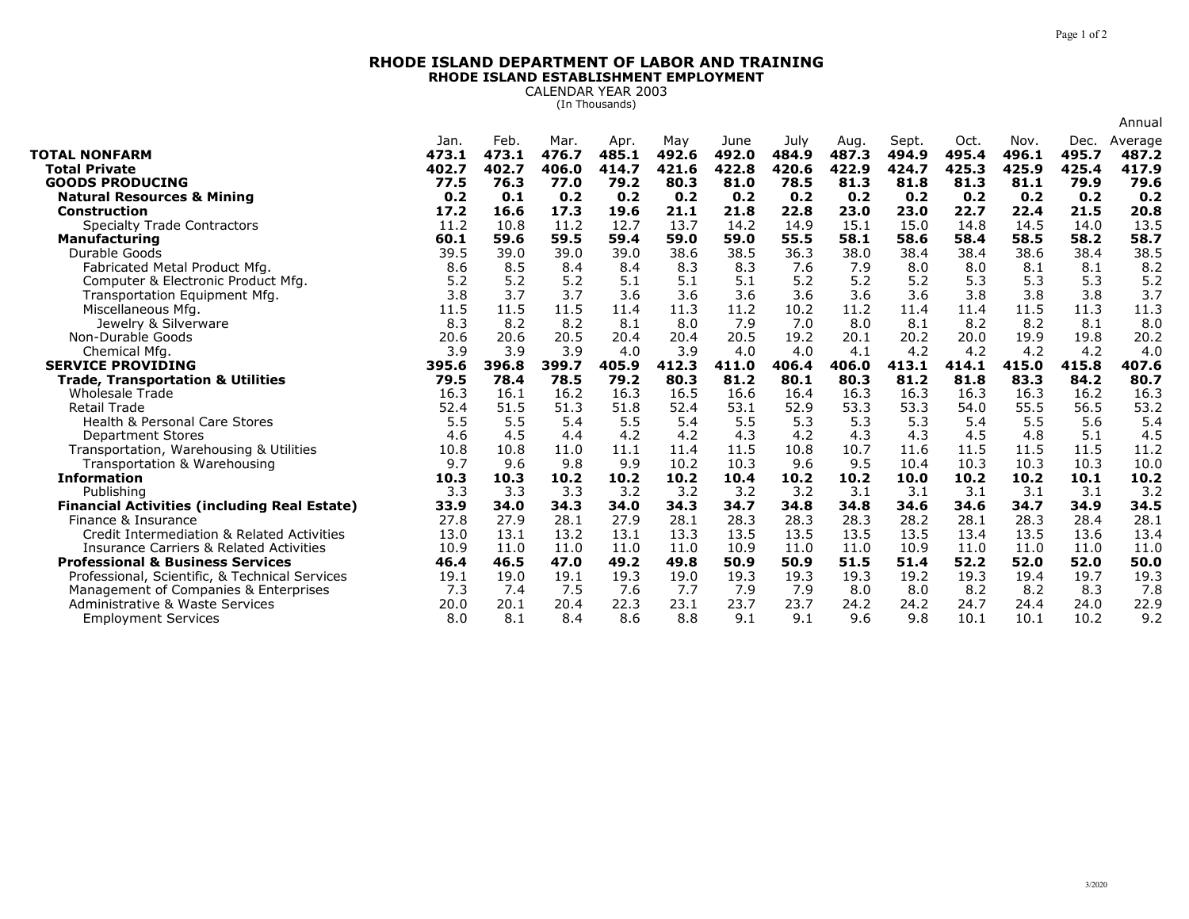# RHODE ISLAND DEPARTMENT OF LABOR AND TRAINING

## RHODE ISLAND ESTABLISHMENT EMPLOYMENT

CALENDAR YEAR 2003

(In Thousands)

| | Jan. | Feb. | Mar. | Apr. | May | June | July | Aug. | Sept. | Oct. | Nov. | Dec. | Annual Average |
|---|---|---|---|---|---|---|---|---|---|---|---|---|---|
| **TOTAL NONFARM** | **473.1** | **473.1** | **476.7** | **485.1** | **492.6** | **492.0** | **484.9** | **487.3** | **494.9** | **495.4** | **496.1** | **495.7** | **487.2** |
| **Total Private** | **402.7** | **402.7** | **406.0** | **414.7** | **421.6** | **422.8** | **420.6** | **422.9** | **424.7** | **425.3** | **425.9** | **425.4** | **417.9** |
| **GOODS PRODUCING** | **77.5** | **76.3** | **77.0** | **79.2** | **80.3** | **81.0** | **78.5** | **81.3** | **81.8** | **81.3** | **81.1** | **79.9** | **79.6** |
| **Natural Resources & Mining** | **0.2** | **0.1** | **0.2** | **0.2** | **0.2** | **0.2** | **0.2** | **0.2** | **0.2** | **0.2** | **0.2** | **0.2** | **0.2** |
| **Construction** | **17.2** | **16.6** | **17.3** | **19.6** | **21.1** | **21.8** | **22.8** | **23.0** | **23.0** | **22.7** | **22.4** | **21.5** | **20.8** |
| Specialty Trade Contractors | 11.2 | 10.8 | 11.2 | 12.7 | 13.7 | 14.2 | 14.9 | 15.1 | 15.0 | 14.8 | 14.5 | 14.0 | 13.5 |
| **Manufacturing** | **60.1** | **59.6** | **59.5** | **59.4** | **59.0** | **59.0** | **55.5** | **58.1** | **58.6** | **58.4** | **58.5** | **58.2** | **58.7** |
| Durable Goods | 39.5 | 39.0 | 39.0 | 39.0 | 38.6 | 38.5 | 36.3 | 38.0 | 38.4 | 38.4 | 38.6 | 38.4 | 38.5 |
| Fabricated Metal Product Mfg. | 8.6 | 8.5 | 8.4 | 8.4 | 8.3 | 8.3 | 7.6 | 7.9 | 8.0 | 8.0 | 8.1 | 8.1 | 8.2 |
| Computer & Electronic Product Mfg. | 5.2 | 5.2 | 5.2 | 5.1 | 5.1 | 5.1 | 5.2 | 5.2 | 5.2 | 5.3 | 5.3 | 5.3 | 5.2 |
| Transportation Equipment Mfg. | 3.8 | 3.7 | 3.7 | 3.6 | 3.6 | 3.6 | 3.6 | 3.6 | 3.6 | 3.8 | 3.8 | 3.8 | 3.7 |
| Miscellaneous Mfg. | 11.5 | 11.5 | 11.5 | 11.4 | 11.3 | 11.2 | 10.2 | 11.2 | 11.4 | 11.4 | 11.5 | 11.3 | 11.3 |
| Jewelry & Silverware | 8.3 | 8.2 | 8.2 | 8.1 | 8.0 | 7.9 | 7.0 | 8.0 | 8.1 | 8.2 | 8.2 | 8.1 | 8.0 |
| Non-Durable Goods | 20.6 | 20.6 | 20.5 | 20.4 | 20.4 | 20.5 | 19.2 | 20.1 | 20.2 | 20.0 | 19.9 | 19.8 | 20.2 |
| Chemical Mfg. | 3.9 | 3.9 | 3.9 | 4.0 | 3.9 | 4.0 | 4.0 | 4.1 | 4.2 | 4.2 | 4.2 | 4.2 | 4.0 |
| **SERVICE PROVIDING** | **395.6** | **396.8** | **399.7** | **405.9** | **412.3** | **411.0** | **406.4** | **406.0** | **413.1** | **414.1** | **415.0** | **415.8** | **407.6** |
| **Trade, Transportation & Utilities** | **79.5** | **78.4** | **78.5** | **79.2** | **80.3** | **81.2** | **80.1** | **80.3** | **81.2** | **81.8** | **83.3** | **84.2** | **80.7** |
| Wholesale Trade | 16.3 | 16.1 | 16.2 | 16.3 | 16.5 | 16.6 | 16.4 | 16.3 | 16.3 | 16.3 | 16.3 | 16.2 | 16.3 |
| Retail Trade | 52.4 | 51.5 | 51.3 | 51.8 | 52.4 | 53.1 | 52.9 | 53.3 | 53.3 | 54.0 | 55.5 | 56.5 | 53.2 |
| Health & Personal Care Stores | 5.5 | 5.5 | 5.4 | 5.5 | 5.4 | 5.5 | 5.3 | 5.3 | 5.3 | 5.4 | 5.5 | 5.6 | 5.4 |
| Department Stores | 4.6 | 4.5 | 4.4 | 4.2 | 4.2 | 4.3 | 4.2 | 4.3 | 4.3 | 4.5 | 4.8 | 5.1 | 4.5 |
| Transportation, Warehousing & Utilities | 10.8 | 10.8 | 11.0 | 11.1 | 11.4 | 11.5 | 10.8 | 10.7 | 11.6 | 11.5 | 11.5 | 11.5 | 11.2 |
| Transportation & Warehousing | 9.7 | 9.6 | 9.8 | 9.9 | 10.2 | 10.3 | 9.6 | 9.5 | 10.4 | 10.3 | 10.3 | 10.3 | 10.0 |
| **Information** | **10.3** | **10.3** | **10.2** | **10.2** | **10.2** | **10.4** | **10.2** | **10.2** | **10.0** | **10.2** | **10.2** | **10.1** | **10.2** |
| Publishing | 3.3 | 3.3 | 3.3 | 3.2 | 3.2 | 3.2 | 3.2 | 3.1 | 3.1 | 3.1 | 3.1 | 3.1 | 3.2 |
| **Financial Activities (including Real Estate)** | **33.9** | **34.0** | **34.3** | **34.0** | **34.3** | **34.7** | **34.8** | **34.8** | **34.6** | **34.6** | **34.7** | **34.9** | **34.5** |
| Finance & Insurance | 27.8 | 27.9 | 28.1 | 27.9 | 28.1 | 28.3 | 28.3 | 28.3 | 28.2 | 28.1 | 28.3 | 28.4 | 28.1 |
| Credit Intermediation & Related Activities | 13.0 | 13.1 | 13.2 | 13.1 | 13.3 | 13.5 | 13.5 | 13.5 | 13.5 | 13.4 | 13.5 | 13.6 | 13.4 |
| Insurance Carriers & Related Activities | 10.9 | 11.0 | 11.0 | 11.0 | 11.0 | 10.9 | 11.0 | 11.0 | 10.9 | 11.0 | 11.0 | 11.0 | 11.0 |
| **Professional & Business Services** | **46.4** | **46.5** | **47.0** | **49.2** | **49.8** | **50.9** | **50.9** | **51.5** | **51.4** | **52.2** | **52.0** | **52.0** | **50.0** |
| Professional, Scientific, & Technical Services | 19.1 | 19.0 | 19.1 | 19.3 | 19.0 | 19.3 | 19.3 | 19.3 | 19.2 | 19.3 | 19.4 | 19.7 | 19.3 |
| Management of Companies & Enterprises | 7.3 | 7.4 | 7.5 | 7.6 | 7.7 | 7.9 | 7.9 | 8.0 | 8.0 | 8.2 | 8.2 | 8.3 | 7.8 |
| Administrative & Waste Services | 20.0 | 20.1 | 20.4 | 22.3 | 23.1 | 23.7 | 23.7 | 24.2 | 24.2 | 24.7 | 24.4 | 24.0 | 22.9 |
| Employment Services | 8.0 | 8.1 | 8.4 | 8.6 | 8.8 | 9.1 | 9.1 | 9.6 | 9.8 | 10.1 | 10.1 | 10.2 | 9.2 |

3/2020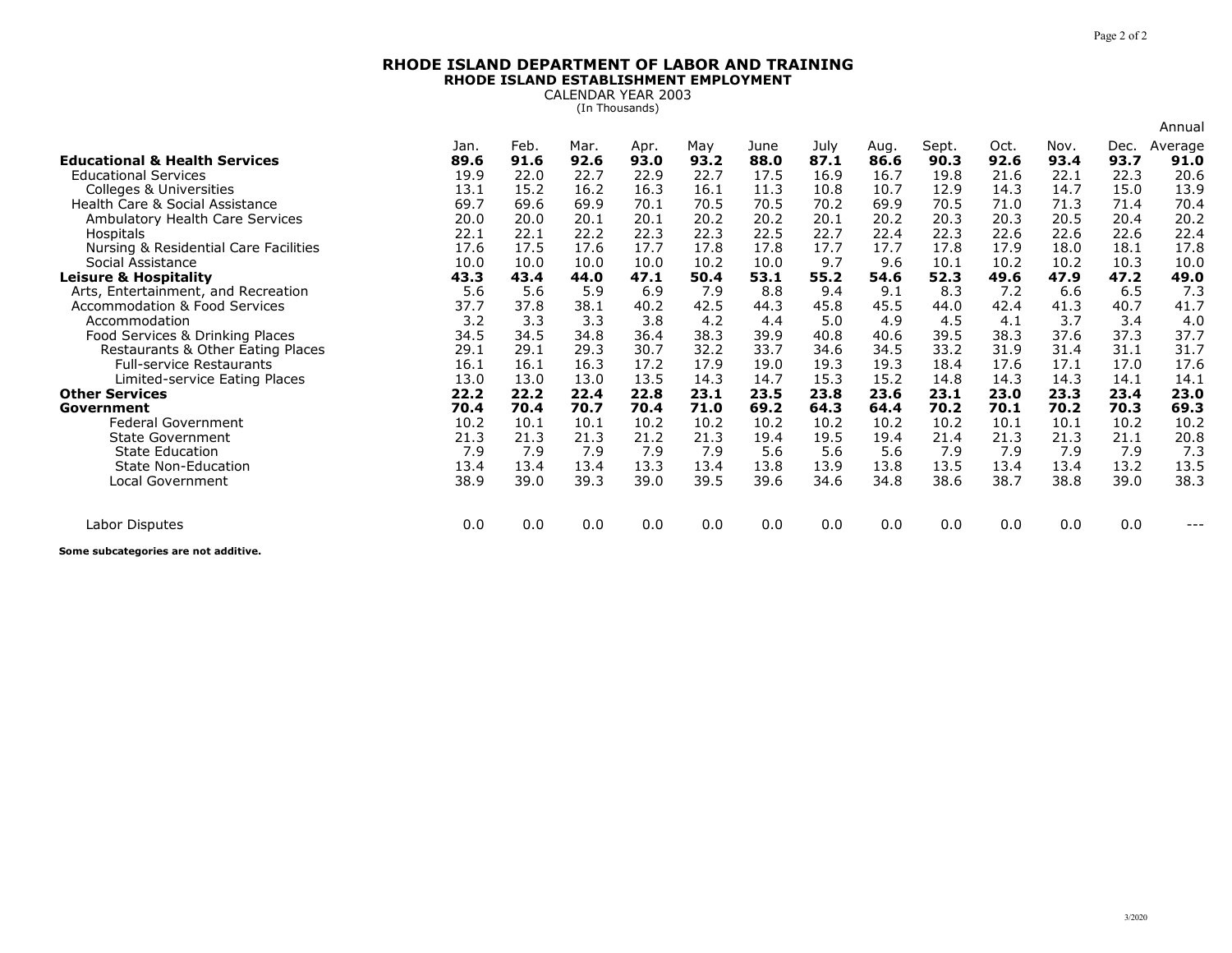# RHODE ISLAND DEPARTMENT OF LABOR AND TRAINING
## RHODE ISLAND ESTABLISHMENT EMPLOYMENT
CALENDAR YEAR 2003
(In Thousands)

| | Jan. | Feb. | Mar. | Apr. | May | June | July | Aug. | Sept. | Oct. | Nov. | Dec. | Annual Average |
|---|---|---|---|---|---|---|---|---|---|---|---|---|---|
| **Educational & Health Services** | **89.6** | **91.6** | **92.6** | **93.0** | **93.2** | **88.0** | **87.1** | **86.6** | **90.3** | **92.6** | **93.4** | **93.7** | **91.0** |
| Educational Services | 19.9 | 22.0 | 22.7 | 22.9 | 22.7 | 17.5 | 16.9 | 16.7 | 19.8 | 21.6 | 22.1 | 22.3 | 20.6 |
| Colleges & Universities | 13.1 | 15.2 | 16.2 | 16.3 | 16.1 | 11.3 | 10.8 | 10.7 | 12.9 | 14.3 | 14.7 | 15.0 | 13.9 |
| Health Care & Social Assistance | 69.7 | 69.6 | 69.9 | 70.1 | 70.5 | 70.5 | 70.2 | 69.9 | 70.5 | 71.0 | 71.3 | 71.4 | 70.4 |
| Ambulatory Health Care Services | 20.0 | 20.0 | 20.1 | 20.1 | 20.2 | 20.2 | 20.1 | 20.2 | 20.3 | 20.3 | 20.5 | 20.4 | 20.2 |
| Hospitals | 22.1 | 22.1 | 22.2 | 22.3 | 22.3 | 22.5 | 22.7 | 22.4 | 22.3 | 22.6 | 22.6 | 22.6 | 22.4 |
| Nursing & Residential Care Facilities | 17.6 | 17.5 | 17.6 | 17.7 | 17.8 | 17.8 | 17.7 | 17.7 | 17.8 | 17.9 | 18.0 | 18.1 | 17.8 |
| Social Assistance | 10.0 | 10.0 | 10.0 | 10.0 | 10.2 | 10.0 | 9.7 | 9.6 | 10.1 | 10.2 | 10.2 | 10.3 | 10.0 |
| **Leisure & Hospitality** | **43.3** | **43.4** | **44.0** | **47.1** | **50.4** | **53.1** | **55.2** | **54.6** | **52.3** | **49.6** | **47.9** | **47.2** | **49.0** |
| Arts, Entertainment, and Recreation | 5.6 | 5.6 | 5.9 | 6.9 | 7.9 | 8.8 | 9.4 | 9.1 | 8.3 | 7.2 | 6.6 | 6.5 | 7.3 |
| Accommodation & Food Services | 37.7 | 37.8 | 38.1 | 40.2 | 42.5 | 44.3 | 45.8 | 45.5 | 44.0 | 42.4 | 41.3 | 40.7 | 41.7 |
| Accommodation | 3.2 | 3.3 | 3.3 | 3.8 | 4.2 | 4.4 | 5.0 | 4.9 | 4.5 | 4.1 | 3.7 | 3.4 | 4.0 |
| Food Services & Drinking Places | 34.5 | 34.5 | 34.8 | 36.4 | 38.3 | 39.9 | 40.8 | 40.6 | 39.5 | 38.3 | 37.6 | 37.3 | 37.7 |
| Restaurants & Other Eating Places | 29.1 | 29.1 | 29.3 | 30.7 | 32.2 | 33.7 | 34.6 | 34.5 | 33.2 | 31.9 | 31.4 | 31.1 | 31.7 |
| Full-service Restaurants | 16.1 | 16.1 | 16.3 | 17.2 | 17.9 | 19.0 | 19.3 | 19.3 | 18.4 | 17.6 | 17.1 | 17.0 | 17.6 |
| Limited-service Eating Places | 13.0 | 13.0 | 13.0 | 13.5 | 14.3 | 14.7 | 15.3 | 15.2 | 14.8 | 14.3 | 14.3 | 14.1 | 14.1 |
| **Other Services** | **22.2** | **22.2** | **22.4** | **22.8** | **23.1** | **23.5** | **23.8** | **23.6** | **23.1** | **23.0** | **23.3** | **23.4** | **23.0** |
| **Government** | **70.4** | **70.4** | **70.7** | **70.4** | **71.0** | **69.2** | **64.3** | **64.4** | **70.2** | **70.1** | **70.2** | **70.3** | **69.3** |
| Federal Government | 10.2 | 10.1 | 10.1 | 10.2 | 10.2 | 10.2 | 10.2 | 10.2 | 10.2 | 10.1 | 10.1 | 10.2 | 10.2 |
| State Government | 21.3 | 21.3 | 21.3 | 21.2 | 21.3 | 19.4 | 19.5 | 19.4 | 21.4 | 21.3 | 21.3 | 21.1 | 20.8 |
| State Education | 7.9 | 7.9 | 7.9 | 7.9 | 7.9 | 5.6 | 5.6 | 5.6 | 7.9 | 7.9 | 7.9 | 7.9 | 7.3 |
| State Non-Education | 13.4 | 13.4 | 13.4 | 13.3 | 13.4 | 13.8 | 13.9 | 13.8 | 13.5 | 13.4 | 13.4 | 13.2 | 13.5 |
| Local Government | 38.9 | 39.0 | 39.3 | 39.0 | 39.5 | 39.6 | 34.6 | 34.8 | 38.6 | 38.7 | 38.8 | 39.0 | 38.3 |
| Labor Disputes | 0.0 | 0.0 | 0.0 | 0.0 | 0.0 | 0.0 | 0.0 | 0.0 | 0.0 | 0.0 | 0.0 | 0.0 | --- |

**Some subcategories are not additive.**

3/2020